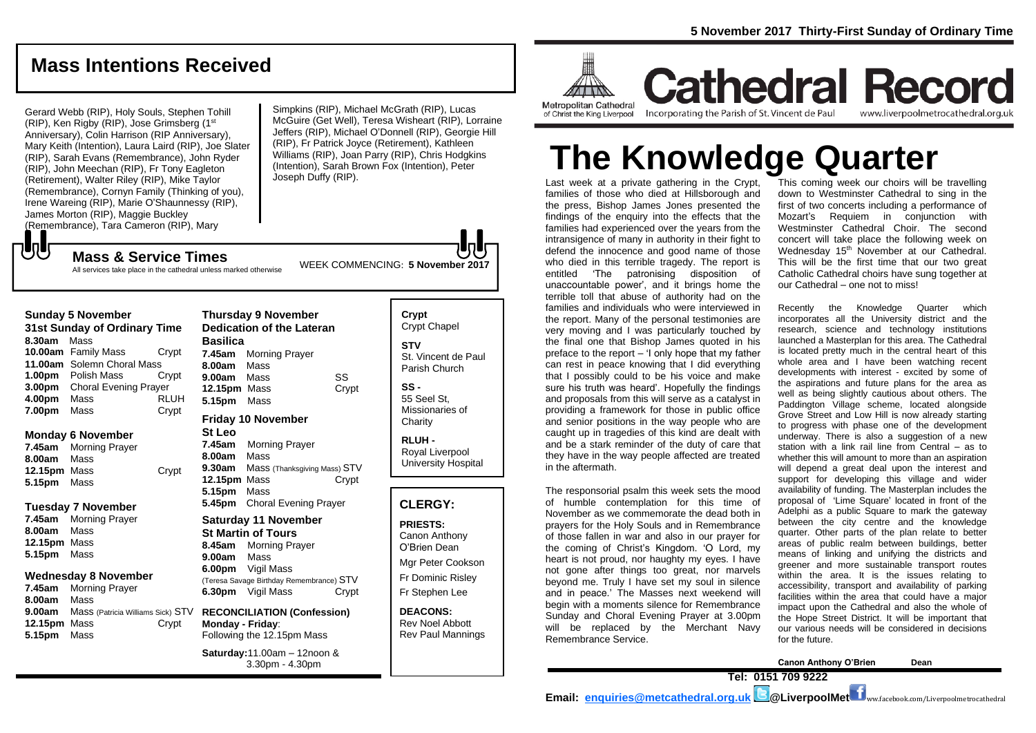5 November 2017 Thirty-First Sunday of Ordinary Time

# Cathedral Record

Metropolitan Cathedral of Christ the King Liverpool — Incorporating the Parish of St. Vincent de Paul — www.liverpoolmetrocathedral.org.uk

## Mass Intentions Received

Gerard Webb (RIP), Holy Souls, Stephen Tohill (RIP), Ken Rigby (RIP), Jose Grimsberg (1st Anniversary), Colin Harrison (RIP Anniversary), Mary Keith (Intention), Laura Laird (RIP), Joe Slater (RIP), Sarah Evans (Remembrance), John Ryder (RIP), John Meechan (RIP), Fr Tony Eagleton (Retirement), Walter Riley (RIP), Mike Taylor (Remembrance), Cornyn Family (Thinking of you), Irene Wareing (RIP), Marie O'Shaunnessy (RIP), James Morton (RIP), Maggie Buckley (Remembrance), Tara Cameron (RIP), Mary Simpkins (RIP), Michael McGrath (RIP), Lucas McGuire (Get Well), Teresa Wisheart (RIP), Lorraine Jeffers (RIP), Michael O'Donnell (RIP), Georgie Hill (RIP), Fr Patrick Joyce (Retirement), Kathleen Williams (RIP), Joan Parry (RIP), Chris Hodgkins (Intention), Sarah Brown Fox (Intention), Peter Joseph Duffy (RIP).

## Mass & Service Times

All services take place in the cathedral unless marked otherwise

WEEK COMMENCING: **5 November 2017**

### Sunday 5 November
**31st Sunday of Ordinary Time**

**8.30am** Mass
**10.00am** Family Mass — Crypt
**11.00am** Solemn Choral Mass
**1.00pm** Polish Mass — Crypt
**3.00pm** Choral Evening Prayer
**4.00pm** Mass — RLUH
**7.00pm** Mass — Crypt

### Monday 6 November

**7.45am** Morning Prayer
**8.00am** Mass
**12.15pm** Mass — Crypt
**5.15pm** Mass

### Tuesday 7 November

**7.45am** Morning Prayer
**8.00am** Mass
**12.15pm** Mass
**5.15pm** Mass

### Wednesday 8 November

**7.45am** Morning Prayer
**8.00am** Mass
**9.00am** Mass (Patricia Williams Sick) STV
**12.15pm** Mass — Crypt
**5.15pm** Mass

### Thursday 9 November
**Dedication of the Lateran Basilica**

**7.45am** Morning Prayer
**8.00am** Mass
**9.00am** Mass — SS
**12.15pm** Mass — Crypt
**5.15pm** Mass

### Friday 10 November
**St Leo**

**7.45am** Morning Prayer
**8.00am** Mass
**9.30am** Mass (Thanksgiving Mass) STV
**12.15pm** Mass — Crypt
**5.15pm** Mass
**5.45pm** Choral Evening Prayer

### Saturday 11 November
**St Martin of Tours**

**8.45am** Morning Prayer
**9.00am** Mass
**6.00pm** Vigil Mass (Teresa Savage Birthday Remembrance) STV
**6.30pm** Vigil Mass — Crypt

**RECONCILIATION (Confession)**
**Monday - Friday**: Following the 12.15pm Mass
**Saturday:** 11.00am – 12noon & 3.30pm - 4.30pm

**Crypt** Crypt Chapel
**STV** St. Vincent de Paul Parish Church
**SS -** 55 Seel St, Missionaries of Charity
**RLUH -** Royal Liverpool University Hospital

## CLERGY:

**PRIESTS:**
Canon Anthony O'Brien Dean
Mgr Peter Cookson
Fr Dominic Risley
Fr Stephen Lee

**DEACONS:**
Rev Noel Abbott
Rev Paul Mannings

# The Knowledge Quarter

Last week at a private gathering in the Crypt, families of those who died at Hillsborough and the press, Bishop James Jones presented the findings of the enquiry into the effects that the families had experienced over the years from the intransigence of many in authority in their fight to defend the innocence and good name of those who died in this terrible tragedy. The report is entitled 'The patronising disposition of unaccountable power', and it brings home the terrible toll that abuse of authority had on the families and individuals who were interviewed in the report. Many of the personal testimonies are very moving and I was particularly touched by the final one that Bishop James quoted in his preface to the report – 'I only hope that my father can rest in peace knowing that I did everything that I possibly could to be his voice and make sure his truth was heard'. Hopefully the findings and proposals from this will serve as a catalyst in providing a framework for those in public office and senior positions in the way people who are caught up in tragedies of this kind are dealt with and be a stark reminder of the duty of care that they have in the way people affected are treated in the aftermath.

The responsorial psalm this week sets the mood of humble contemplation for this time of November as we commemorate the dead both in prayers for the Holy Souls and in Remembrance of those fallen in war and also in our prayer for the coming of Christ's Kingdom. 'O Lord, my heart is not proud, nor haughty my eyes. I have not gone after things too great, nor marvels beyond me. Truly I have set my soul in silence and in peace.' The Masses next weekend will begin with a moments silence for Remembrance Sunday and Choral Evening Prayer at 3.00pm will be replaced by the Merchant Navy Remembrance Service.

This coming week our choirs will be travelling down to Westminster Cathedral to sing in the first of two concerts including a performance of Mozart's Requiem in conjunction with Westminster Cathedral Choir. The second concert will take place the following week on Wednesday 15th November at our Cathedral. This will be the first time that our two great Catholic Cathedral choirs have sung together at our Cathedral – one not to miss!

Recently the Knowledge Quarter which incorporates all the University district and the research, science and technology institutions launched a Masterplan for this area. The Cathedral is located pretty much in the central heart of this whole area and I have been watching recent developments with interest - excited by some of the aspirations and future plans for the area as well as being slightly cautious about others. The Paddington Village scheme, located alongside Grove Street and Low Hill is now already starting to progress with phase one of the development underway. There is also a suggestion of a new station with a link rail line from Central – as to whether this will amount to more than an aspiration will depend a great deal upon the interest and support for developing this village and wider availability of funding. The Masterplan includes the proposal of 'Lime Square' located in front of the Adelphi as a public Square to mark the gateway between the city centre and the knowledge quarter. Other parts of the plan relate to better areas of public realm between buildings, better means of linking and unifying the districts and greener and more sustainable transport routes within the area. It is the issues relating to accessibility, transport and availability of parking facilities within the area that could have a major impact upon the Cathedral and also the whole of the Hope Street District. It will be important that our various needs will be considered in decisions for the future.

**Canon Anthony O'Brien — Dean**

**Tel: 0151 709 9222**

**Email: enquiries@metcathedral.org.uk @LiverpoolMet** www.facebook.com/Liverpoolmetrocathedral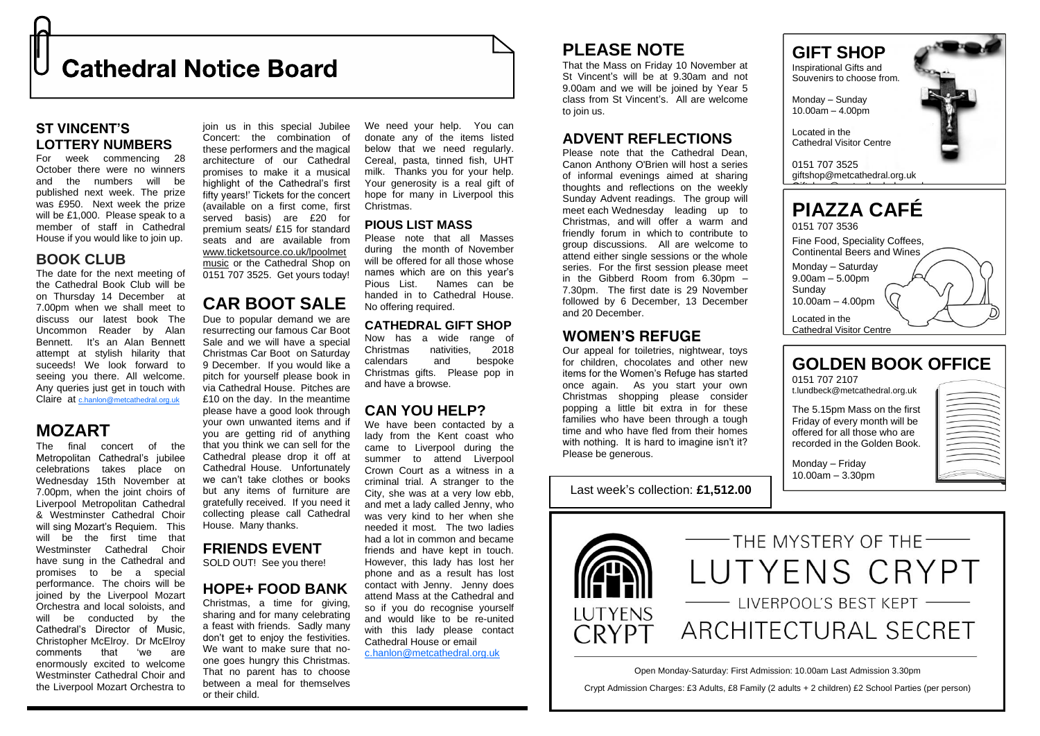# Cathedral Notice Board

## ST VINCENT'S LOTTERY NUMBERS

For week commencing 28 October there were no winners and the numbers will be published next week. The prize was £950. Next week the prize will be £1,000. Please speak to a member of staff in Cathedral House if you would like to join up.

## BOOK CLUB

The date for the next meeting of the Cathedral Book Club will be on Thursday 14 December at 7.00pm when we shall meet to discuss our latest book The Uncommon Reader by Alan Bennett. It's an Alan Bennett attempt at stylish hilarity that suceeds! We look forward to seeing you there. All welcome. Any queries just get in touch with Claire at c.hanlon@metcathedral.org.uk

## MOZART

The final concert of the Metropolitan Cathedral's jubilee celebrations takes place on Wednesday 15th November at 7.00pm, when the joint choirs of Liverpool Metropolitan Cathedral & Westminster Cathedral Choir will sing Mozart's Requiem. This will be the first time that Westminster Cathedral Choir have sung in the Cathedral and promises to be a special performance. The choirs will be joined by the Liverpool Mozart Orchestra and local soloists, and will be conducted by the Cathedral's Director of Music, Christopher McElroy. Dr McElroy comments that 'we are enormously excited to welcome Westminster Cathedral Choir and the Liverpool Mozart Orchestra to join us in this special Jubilee Concert: the combination of these performers and the magical architecture of our Cathedral promises to make it a musical highlight of the Cathedral's first fifty years!' Tickets for the concert (available on a first come, first served basis) are £20 for premium seats/ £15 for standard seats and are available from www.ticketsource.co.uk/lpoolmetmusic or the Cathedral Shop on 0151 707 3525. Get yours today!

## CAR BOOT SALE

Due to popular demand we are resurrecting our famous Car Boot Sale and we will have a special Christmas Car Boot on Saturday 9 December. If you would like a pitch for yourself please book in via Cathedral House. Pitches are £10 on the day. In the meantime please have a good look through your own unwanted items and if you are getting rid of anything that you think we can sell for the Cathedral please drop it off at Cathedral House. Unfortunately we can't take clothes or books but any items of furniture are gratefully received. If you need it collecting please call Cathedral House. Many thanks.

## FRIENDS EVENT

SOLD OUT! See you there!

## HOPE+ FOOD BANK

Christmas, a time for giving, sharing and for many celebrating a feast with friends. Sadly many don't get to enjoy the festivities. We want to make sure that no-one goes hungry this Christmas. That no parent has to choose between a meal for themselves or their child.

We need your help. You can donate any of the items listed below that we need regularly. Cereal, pasta, tinned fish, UHT milk. Thanks you for your help. Your generosity is a real gift of hope for many in Liverpool this Christmas.

### PIOUS LIST MASS

Please note that all Masses during the month of November will be offered for all those whose names which are on this year's Pious List. Names can be handed in to Cathedral House. No offering required.

### CATHEDRAL GIFT SHOP

Now has a wide range of Christmas nativities, 2018 calendars and bespoke Christmas gifts. Please pop in and have a browse.

## CAN YOU HELP?

We have been contacted by a lady from the Kent coast who came to Liverpool during the summer to attend Liverpool Crown Court as a witness in a criminal trial. A stranger to the City, she was at a very low ebb, and met a lady called Jenny, who was very kind to her when she needed it most. The two ladies had a lot in common and became friends and have kept in touch. However, this lady has lost her phone and as a result has lost contact with Jenny. Jenny does attend Mass at the Cathedral and so if you do recognise yourself and would like to be re-united with this lady please contact Cathedral House or email c.hanlon@metcathedral.org.uk

## PLEASE NOTE

That the Mass on Friday 10 November at St Vincent's will be at 9.30am and not 9.00am and we will be joined by Year 5 class from St Vincent's. All are welcome to join us.

## ADVENT REFLECTIONS

Please note that the Cathedral Dean, Canon Anthony O'Brien will host a series of informal evenings aimed at sharing thoughts and reflections on the weekly Sunday Advent readings. The group will meet each Wednesday leading up to Christmas, and will offer a warm and friendly forum in which to contribute to group discussions. All are welcome to attend either single sessions or the whole series. For the first session please meet in the Gibberd Room from 6.30pm – 7.30pm. The first date is 29 November followed by 6 December, 13 December and 20 December.

## WOMEN'S REFUGE

Our appeal for toiletries, nightwear, toys for children, chocolates and other new items for the Women's Refuge has started once again. As you start your own Christmas shopping please consider popping a little bit extra in for these families who have been through a tough time and who have fled from their homes with nothing. It is hard to imagine isn't it? Please be generous.

Last week's collection: **£1,512.00**

## GIFT SHOP

Inspirational Gifts and Souvenirs to choose from.

Monday – Sunday
10.00am – 4.00pm

Located in the Cathedral Visitor Centre

0151 707 3525
giftshop@metcathedral.org.uk

## PIAZZA CAFÉ

0151 707 3536

Fine Food, Speciality Coffees, Continental Beers and Wines

Monday – Saturday
9.00am – 5.00pm
Sunday
10.00am – 4.00pm

Located in the Cathedral Visitor Centre

## GOLDEN BOOK OFFICE

0151 707 2107
t.lundbeck@metcathedral.org.uk

The 5.15pm Mass on the first Friday of every month will be offered for all those who are recorded in the Golden Book.

Monday – Friday
10.00am – 3.30pm

LUTYENS CRYPT

THE MYSTERY OF THE LUTYENS CRYPT — LIVERPOOL'S BEST KEPT ARCHITECTURAL SECRET

Open Monday-Saturday: First Admission: 10.00am Last Admission 3.30pm

Crypt Admission Charges: £3 Adults, £8 Family (2 adults + 2 children) £2 School Parties (per person)